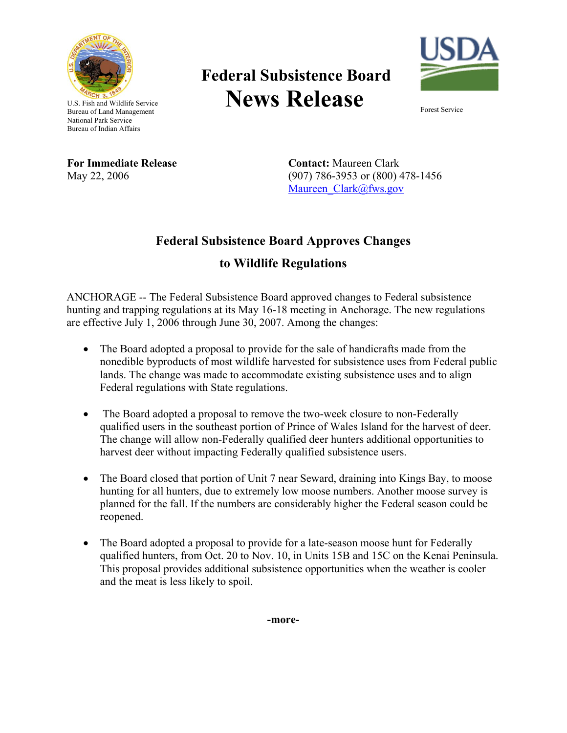U.S. Fish and Wildlife Service
Bureau of Land Management
National Park Service
Bureau of Indian Affairs

# Federal Subsistence Board
# News Release

Forest Service

**For Immediate Release**
May 22, 2006

**Contact:** Maureen Clark
(907) 786-3953 or (800) 478-1456
Maureen_Clark@fws.gov

## Federal Subsistence Board Approves Changes to Wildlife Regulations

ANCHORAGE -- The Federal Subsistence Board approved changes to Federal subsistence hunting and trapping regulations at its May 16-18 meeting in Anchorage. The new regulations are effective July 1, 2006 through June 30, 2007. Among the changes:

- The Board adopted a proposal to provide for the sale of handicrafts made from the nonedible byproducts of most wildlife harvested for subsistence uses from Federal public lands. The change was made to accommodate existing subsistence uses and to align Federal regulations with State regulations.

- The Board adopted a proposal to remove the two-week closure to non-Federally qualified users in the southeast portion of Prince of Wales Island for the harvest of deer. The change will allow non-Federally qualified deer hunters additional opportunities to harvest deer without impacting Federally qualified subsistence users.

- The Board closed that portion of Unit 7 near Seward, draining into Kings Bay, to moose hunting for all hunters, due to extremely low moose numbers. Another moose survey is planned for the fall. If the numbers are considerably higher the Federal season could be reopened.

- The Board adopted a proposal to provide for a late-season moose hunt for Federally qualified hunters, from Oct. 20 to Nov. 10, in Units 15B and 15C on the Kenai Peninsula. This proposal provides additional subsistence opportunities when the weather is cooler and the meat is less likely to spoil.

**-more-**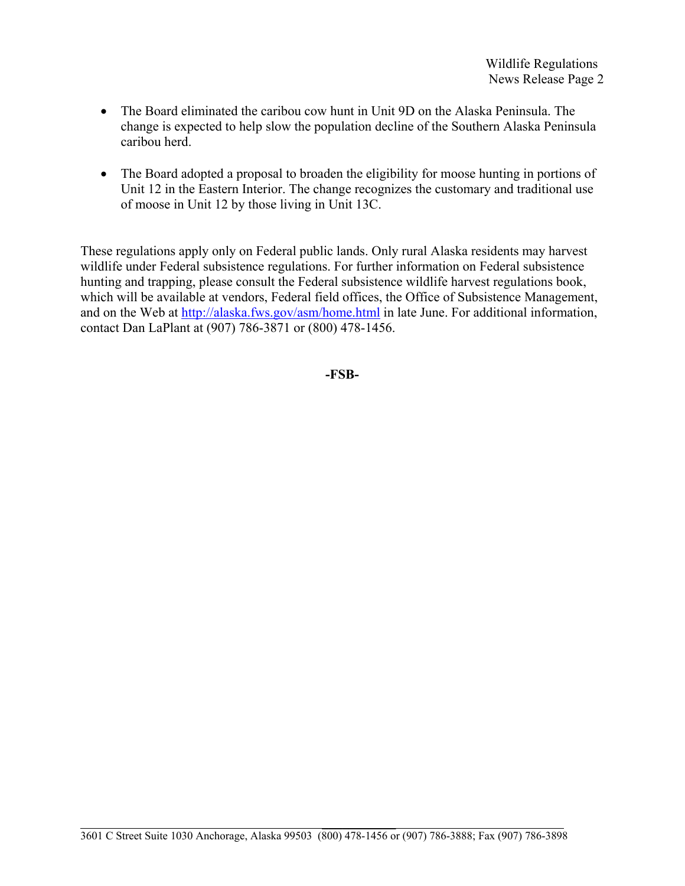- The Board eliminated the caribou cow hunt in Unit 9D on the Alaska Peninsula. The change is expected to help slow the population decline of the Southern Alaska Peninsula caribou herd.

- The Board adopted a proposal to broaden the eligibility for moose hunting in portions of Unit 12 in the Eastern Interior. The change recognizes the customary and traditional use of moose in Unit 12 by those living in Unit 13C.

These regulations apply only on Federal public lands. Only rural Alaska residents may harvest wildlife under Federal subsistence regulations. For further information on Federal subsistence hunting and trapping, please consult the Federal subsistence wildlife harvest regulations book, which will be available at vendors, Federal field offices, the Office of Subsistence Management, and on the Web at http://alaska.fws.gov/asm/home.html in late June. For additional information, contact Dan LaPlant at (907) 786-3871 or (800) 478-1456.

**-FSB-**

3601 C Street Suite 1030 Anchorage, Alaska 99503 (800) 478-1456 or (907) 786-3888; Fax (907) 786-3898